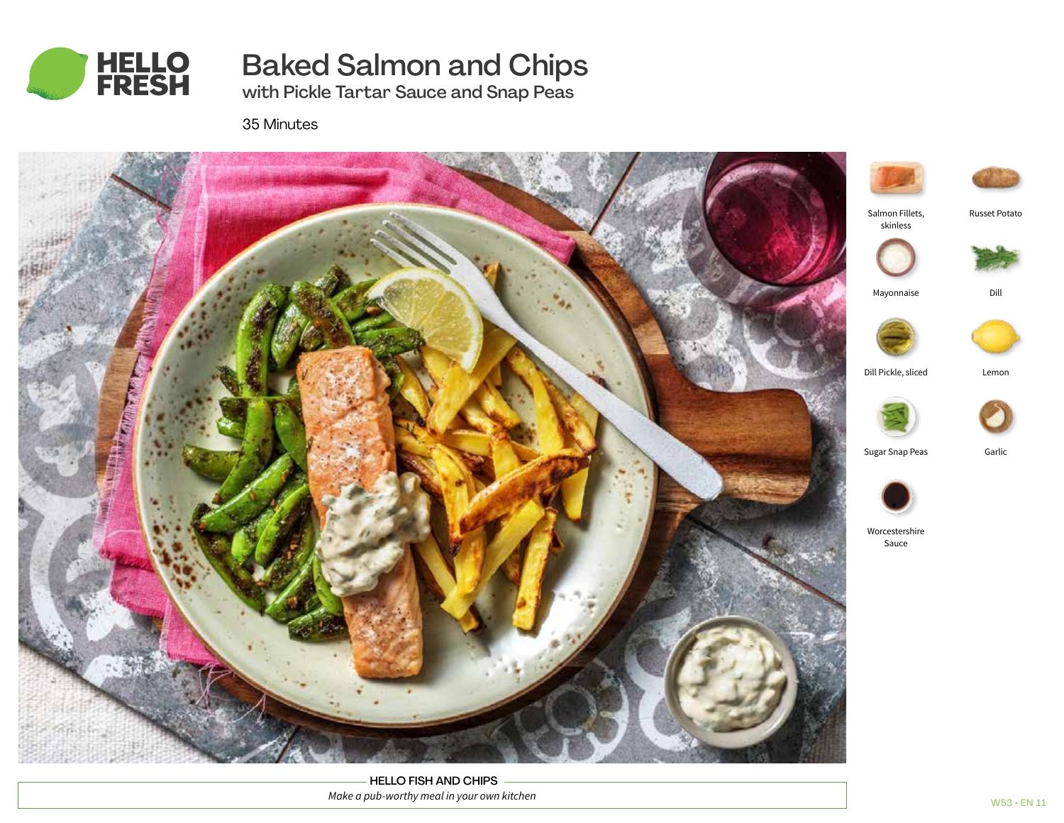HELLO FRESH

# Baked Salmon and Chips

## with Pickle Tartar Sauce and Snap Peas

35 Minutes

- Salmon Fillets, skinless
- Russet Potato
- Mayonnaise
- Dill
- Dill Pickle, sliced
- Lemon
- Sugar Snap Peas
- Garlic
- Worcestershire Sauce

**HELLO FISH AND CHIPS**

*Make a pub-worthy meal in your own kitchen*

W53 · EN 11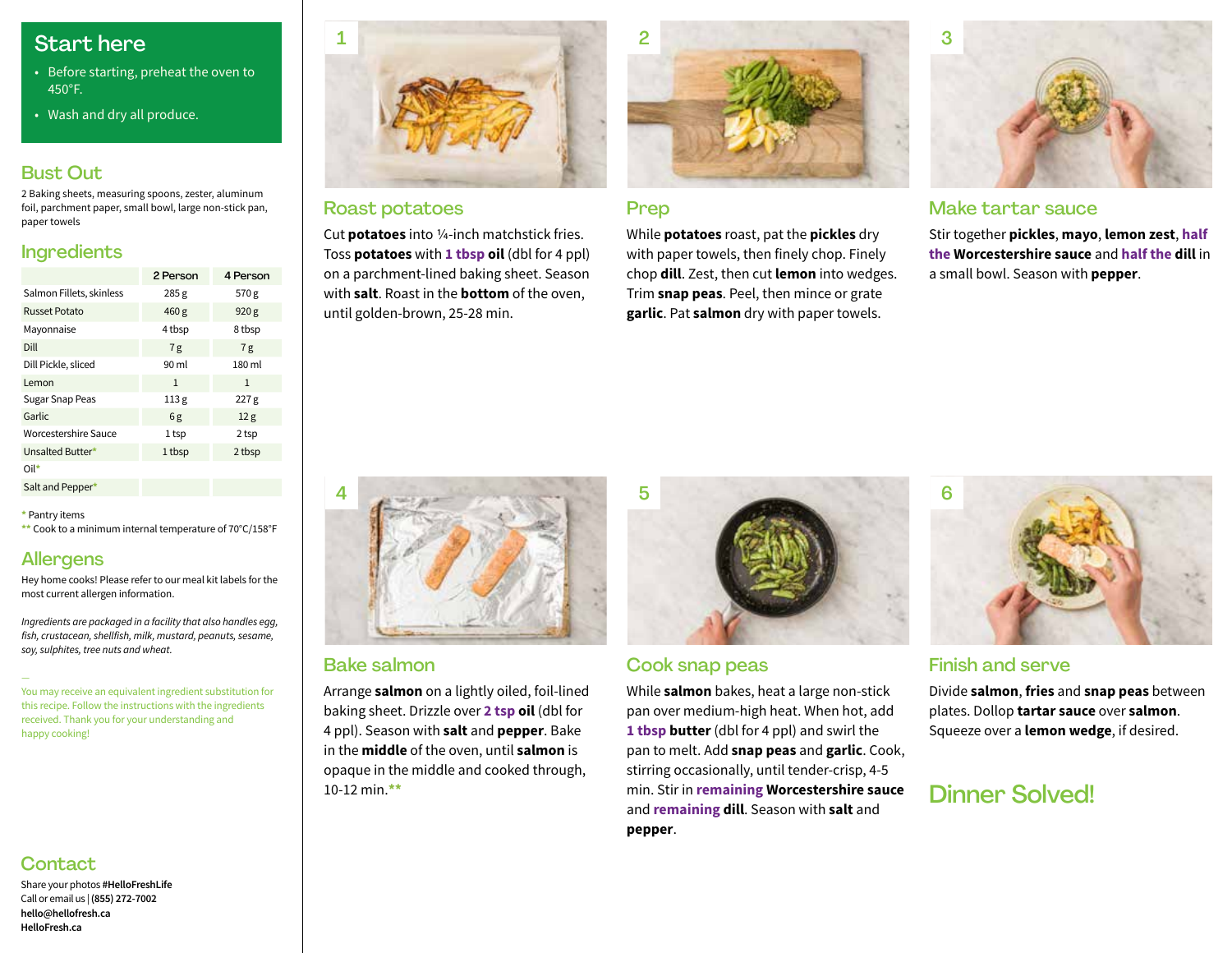## Start here

- Before starting, preheat the oven to 450°F.
- Wash and dry all produce.

## Bust Out

2 Baking sheets, measuring spoons, zester, aluminum foil, parchment paper, small bowl, large non-stick pan, paper towels

## Ingredients

| | 2 Person | 4 Person |
|---|---|---|
| Salmon Fillets, skinless | 285 g | 570 g |
| Russet Potato | 460 g | 920 g |
| Mayonnaise | 4 tbsp | 8 tbsp |
| Dill | 7 g | 7 g |
| Dill Pickle, sliced | 90 ml | 180 ml |
| Lemon | 1 | 1 |
| Sugar Snap Peas | 113 g | 227 g |
| Garlic | 6 g | 12 g |
| Worcestershire Sauce | 1 tsp | 2 tsp |
| Unsalted Butter* | 1 tbsp | 2 tbsp |
| Oil* | | |
| Salt and Pepper* | | |

\* Pantry items

\*\* Cook to a minimum internal temperature of 70°C/158°F

## Allergens

Hey home cooks! Please refer to our meal kit labels for the most current allergen information.

*Ingredients are packaged in a facility that also handles egg, fish, crustacean, shellfish, milk, mustard, peanuts, sesame, soy, sulphites, tree nuts and wheat.*

—

You may receive an equivalent ingredient substitution for this recipe. Follow the instructions with the ingredients received. Thank you for your understanding and happy cooking!

## Contact

Share your photos **#HelloFreshLife**

Call or email us | **(855) 272-7002**

**hello@hellofresh.ca**

**HelloFresh.ca**

## 1 Roast potatoes

Cut **potatoes** into ¼-inch matchstick fries. Toss **potatoes** with **1 tbsp oil** (dbl for 4 ppl) on a parchment-lined baking sheet. Season with **salt**. Roast in the **bottom** of the oven, until golden-brown, 25-28 min.

## 2 Prep

While **potatoes** roast, pat the **pickles** dry with paper towels, then finely chop. Finely chop **dill**. Zest, then cut **lemon** into wedges. Trim **snap peas**. Peel, then mince or grate **garlic**. Pat **salmon** dry with paper towels.

## 3 Make tartar sauce

Stir together **pickles**, **mayo**, **lemon zest**, **half the Worcestershire sauce** and **half the dill** in a small bowl. Season with **pepper**.

## 4 Bake salmon

Arrange **salmon** on a lightly oiled, foil-lined baking sheet. Drizzle over **2 tsp oil** (dbl for 4 ppl). Season with **salt** and **pepper**. Bake in the **middle** of the oven, until **salmon** is opaque in the middle and cooked through, 10-12 min.**

## 5 Cook snap peas

While **salmon** bakes, heat a large non-stick pan over medium-high heat. When hot, add **1 tbsp butter** (dbl for 4 ppl) and swirl the pan to melt. Add **snap peas** and **garlic**. Cook, stirring occasionally, until tender-crisp, 4-5 min. Stir in **remaining Worcestershire sauce** and **remaining dill**. Season with **salt** and **pepper**.

## 6 Finish and serve

Divide **salmon**, **fries** and **snap peas** between plates. Dollop **tartar sauce** over **salmon**. Squeeze over a **lemon wedge**, if desired.

## Dinner Solved!